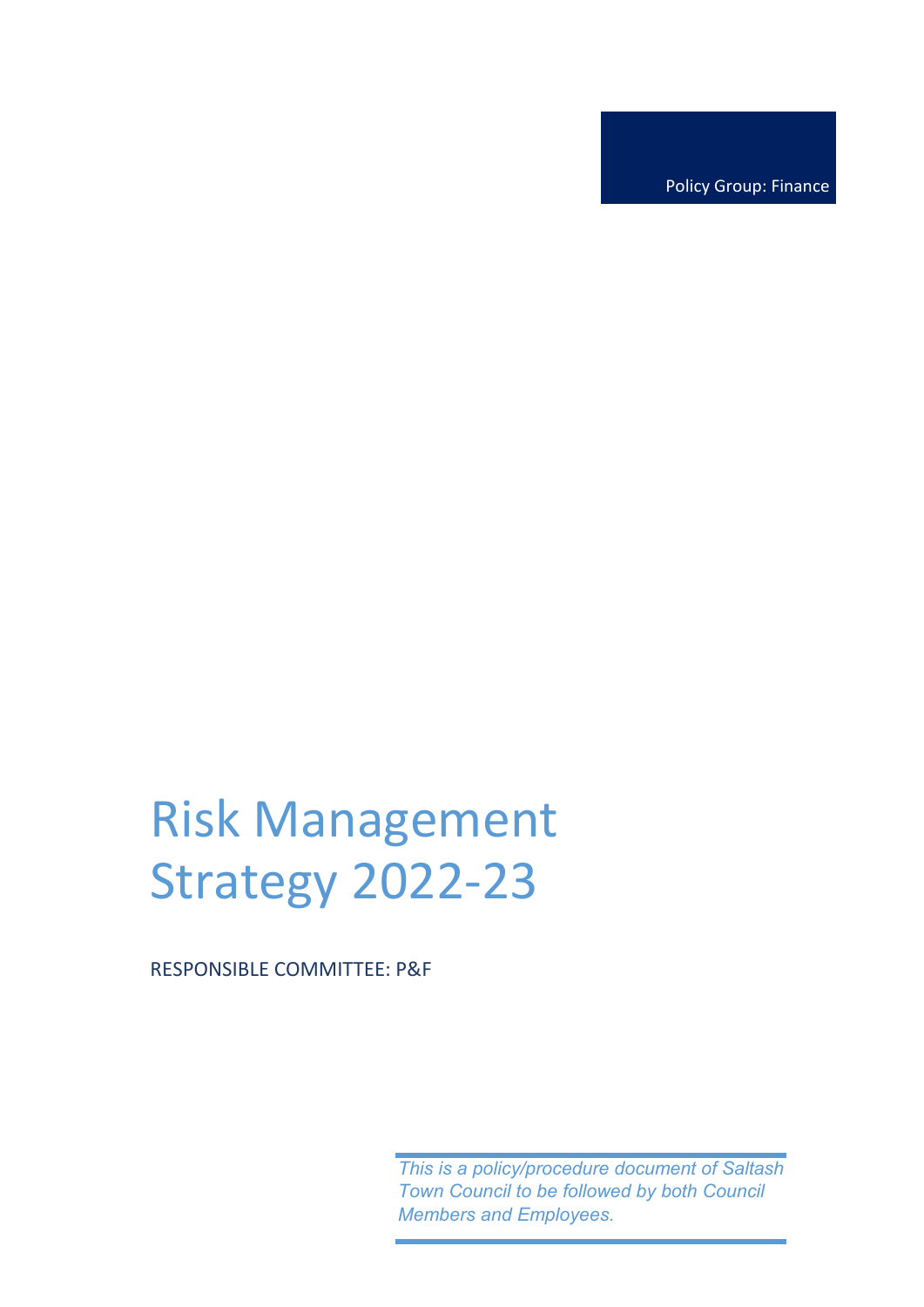Policy Group: Finance

# Risk Management Strategy 2022-23

RESPONSIBLE COMMITTEE: P&F

*This is a policy/procedure document of Saltash Town Council to be followed by both Council Members and Employees.*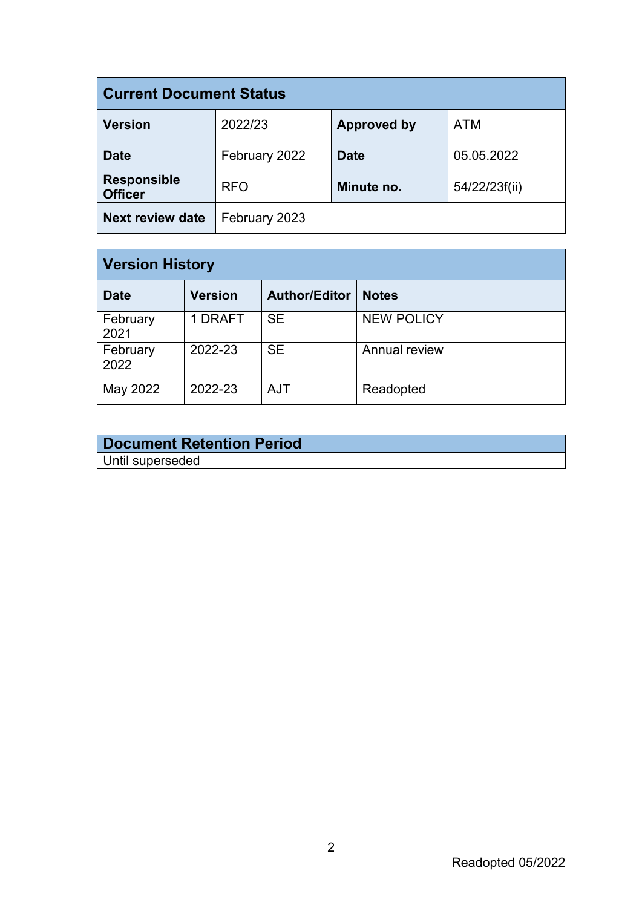| Current Document Status | | | |
|---|---|---|---|
| **Version** | 2022/23 | **Approved by** | ATM |
| **Date** | February 2022 | **Date** | 05.05.2022 |
| **Responsible Officer** | RFO | **Minute no.** | 54/22/23f(ii) |
| **Next review date** | February 2023 | | |

| Version History | | | |
|---|---|---|---|
| **Date** | **Version** | **Author/Editor** | **Notes** |
| February 2021 | 1 DRAFT | SE | NEW POLICY |
| February 2022 | 2022-23 | SE | Annual review |
| May 2022 | 2022-23 | AJT | Readopted |

| Document Retention Period |
|---|
| Until superseded |

Readopted 05/2022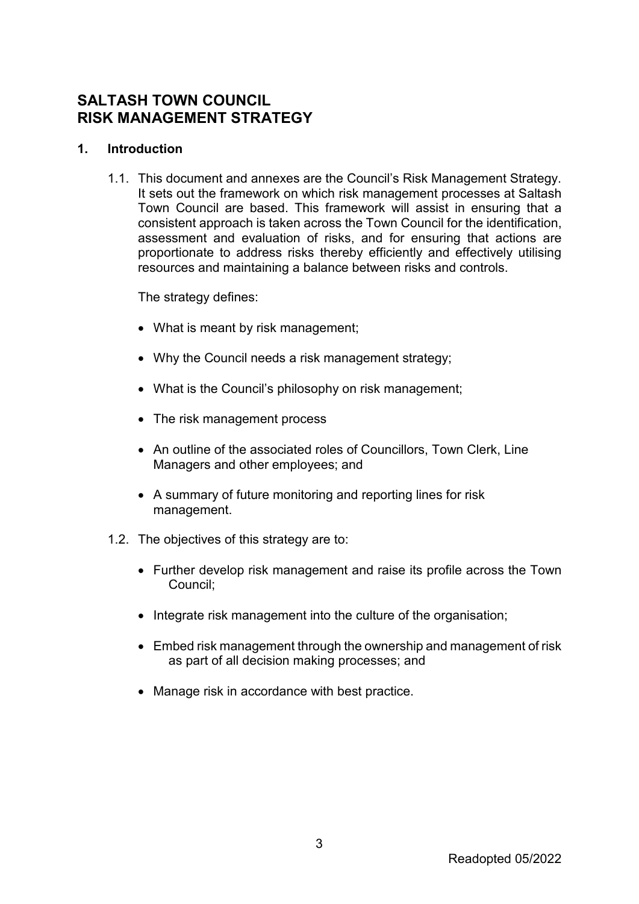# SALTASH TOWN COUNCIL
# RISK MANAGEMENT STRATEGY

## 1. Introduction

1.1. This document and annexes are the Council's Risk Management Strategy. It sets out the framework on which risk management processes at Saltash Town Council are based. This framework will assist in ensuring that a consistent approach is taken across the Town Council for the identification, assessment and evaluation of risks, and for ensuring that actions are proportionate to address risks thereby efficiently and effectively utilising resources and maintaining a balance between risks and controls.

The strategy defines:

- What is meant by risk management;
- Why the Council needs a risk management strategy;
- What is the Council's philosophy on risk management;
- The risk management process
- An outline of the associated roles of Councillors, Town Clerk, Line Managers and other employees; and
- A summary of future monitoring and reporting lines for risk management.

1.2. The objectives of this strategy are to:

- Further develop risk management and raise its profile across the Town Council;
- Integrate risk management into the culture of the organisation;
- Embed risk management through the ownership and management of risk as part of all decision making processes; and
- Manage risk in accordance with best practice.

Readopted 05/2022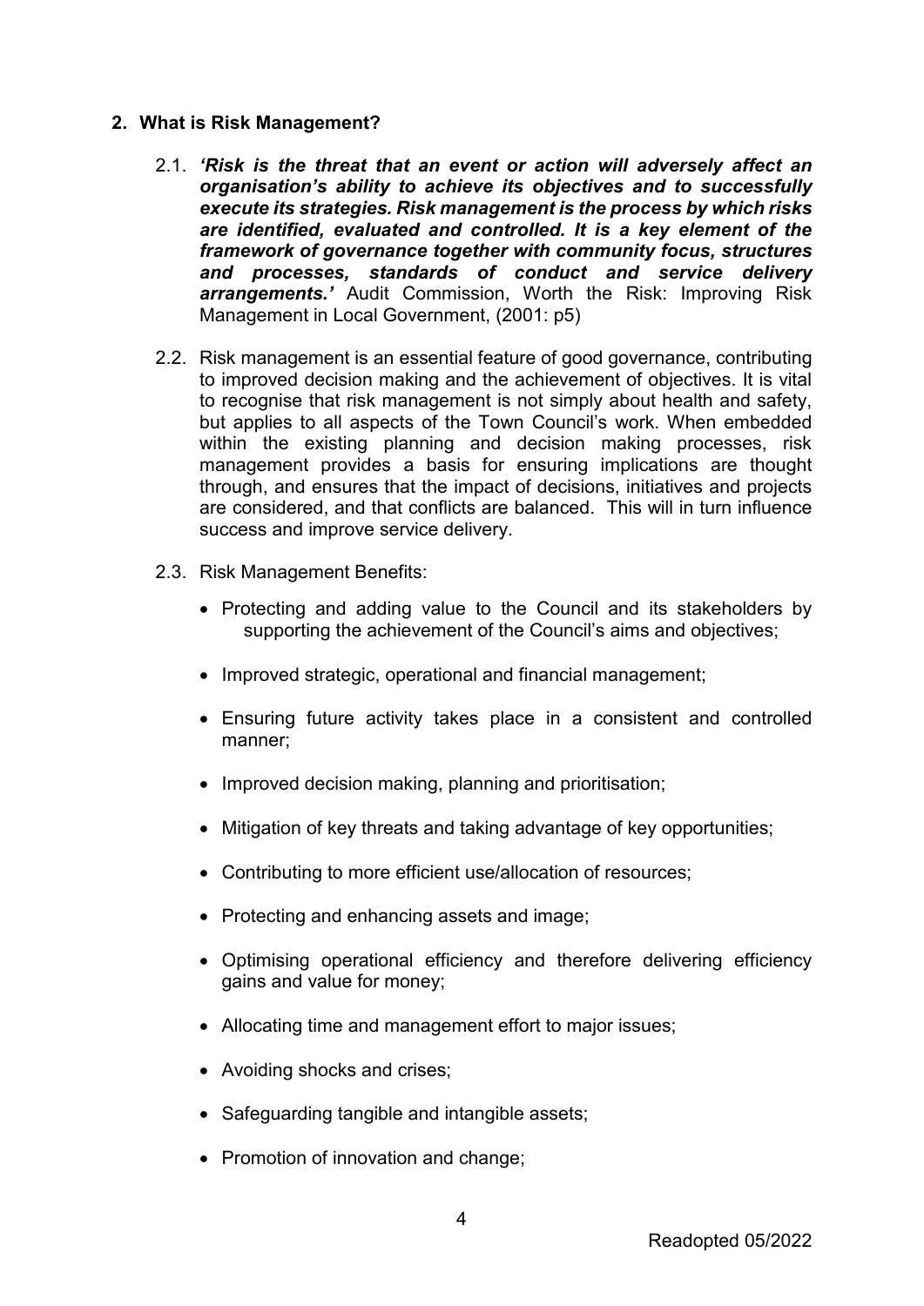## 2. What is Risk Management?

2.1. ***'Risk is the threat that an event or action will adversely affect an organisation's ability to achieve its objectives and to successfully execute its strategies. Risk management is the process by which risks are identified, evaluated and controlled. It is a key element of the framework of governance together with community focus, structures and processes, standards of conduct and service delivery arrangements.'*** Audit Commission, Worth the Risk: Improving Risk Management in Local Government, (2001: p5)

2.2. Risk management is an essential feature of good governance, contributing to improved decision making and the achievement of objectives. It is vital to recognise that risk management is not simply about health and safety, but applies to all aspects of the Town Council's work. When embedded within the existing planning and decision making processes, risk management provides a basis for ensuring implications are thought through, and ensures that the impact of decisions, initiatives and projects are considered, and that conflicts are balanced. This will in turn influence success and improve service delivery.

2.3. Risk Management Benefits:

- Protecting and adding value to the Council and its stakeholders by supporting the achievement of the Council's aims and objectives;
- Improved strategic, operational and financial management;
- Ensuring future activity takes place in a consistent and controlled manner;
- Improved decision making, planning and prioritisation;
- Mitigation of key threats and taking advantage of key opportunities;
- Contributing to more efficient use/allocation of resources;
- Protecting and enhancing assets and image;
- Optimising operational efficiency and therefore delivering efficiency gains and value for money;
- Allocating time and management effort to major issues;
- Avoiding shocks and crises;
- Safeguarding tangible and intangible assets;
- Promotion of innovation and change;

Readopted 05/2022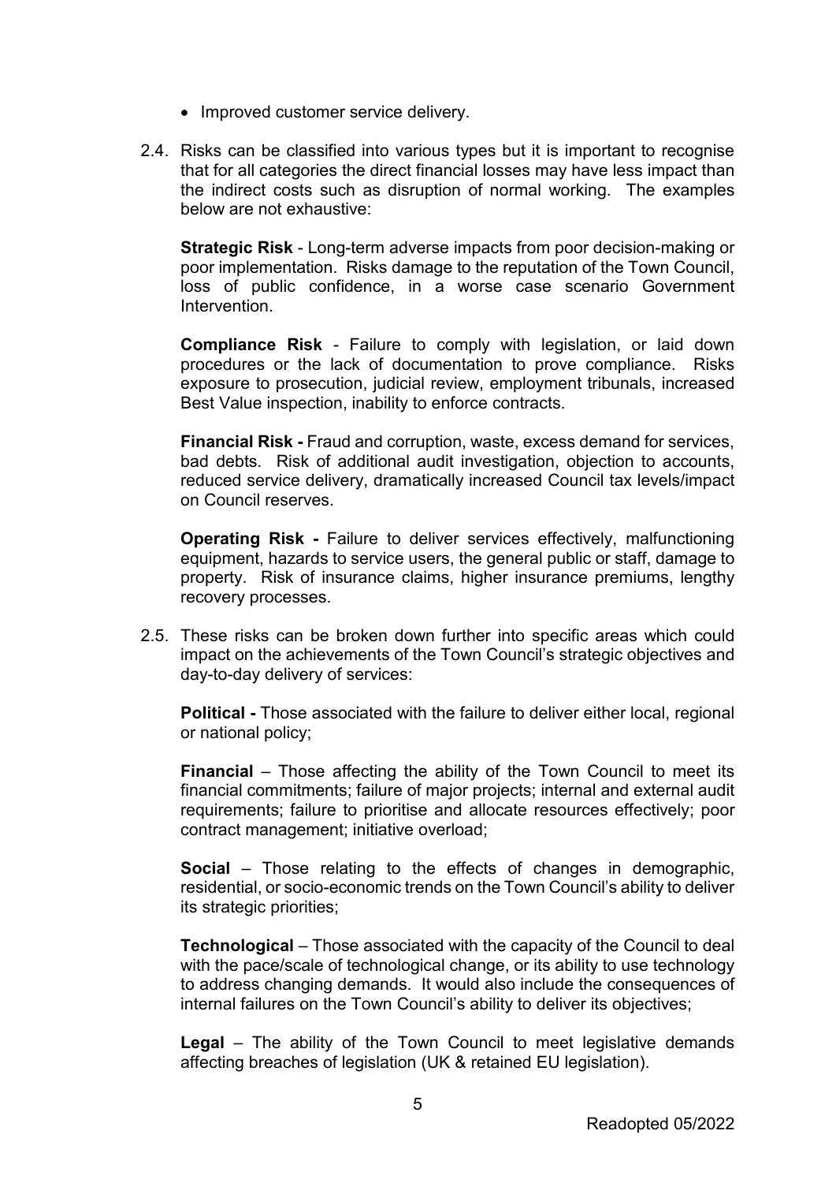- Improved customer service delivery.

2.4. Risks can be classified into various types but it is important to recognise that for all categories the direct financial losses may have less impact than the indirect costs such as disruption of normal working. The examples below are not exhaustive:

**Strategic Risk** - Long-term adverse impacts from poor decision-making or poor implementation. Risks damage to the reputation of the Town Council, loss of public confidence, in a worse case scenario Government Intervention.

**Compliance Risk** - Failure to comply with legislation, or laid down procedures or the lack of documentation to prove compliance. Risks exposure to prosecution, judicial review, employment tribunals, increased Best Value inspection, inability to enforce contracts.

**Financial Risk -** Fraud and corruption, waste, excess demand for services, bad debts. Risk of additional audit investigation, objection to accounts, reduced service delivery, dramatically increased Council tax levels/impact on Council reserves.

**Operating Risk -** Failure to deliver services effectively, malfunctioning equipment, hazards to service users, the general public or staff, damage to property. Risk of insurance claims, higher insurance premiums, lengthy recovery processes.

2.5. These risks can be broken down further into specific areas which could impact on the achievements of the Town Council's strategic objectives and day-to-day delivery of services:

**Political -** Those associated with the failure to deliver either local, regional or national policy;

**Financial** – Those affecting the ability of the Town Council to meet its financial commitments; failure of major projects; internal and external audit requirements; failure to prioritise and allocate resources effectively; poor contract management; initiative overload;

**Social** – Those relating to the effects of changes in demographic, residential, or socio-economic trends on the Town Council's ability to deliver its strategic priorities;

**Technological** – Those associated with the capacity of the Council to deal with the pace/scale of technological change, or its ability to use technology to address changing demands. It would also include the consequences of internal failures on the Town Council's ability to deliver its objectives;

**Legal** – The ability of the Town Council to meet legislative demands affecting breaches of legislation (UK & retained EU legislation).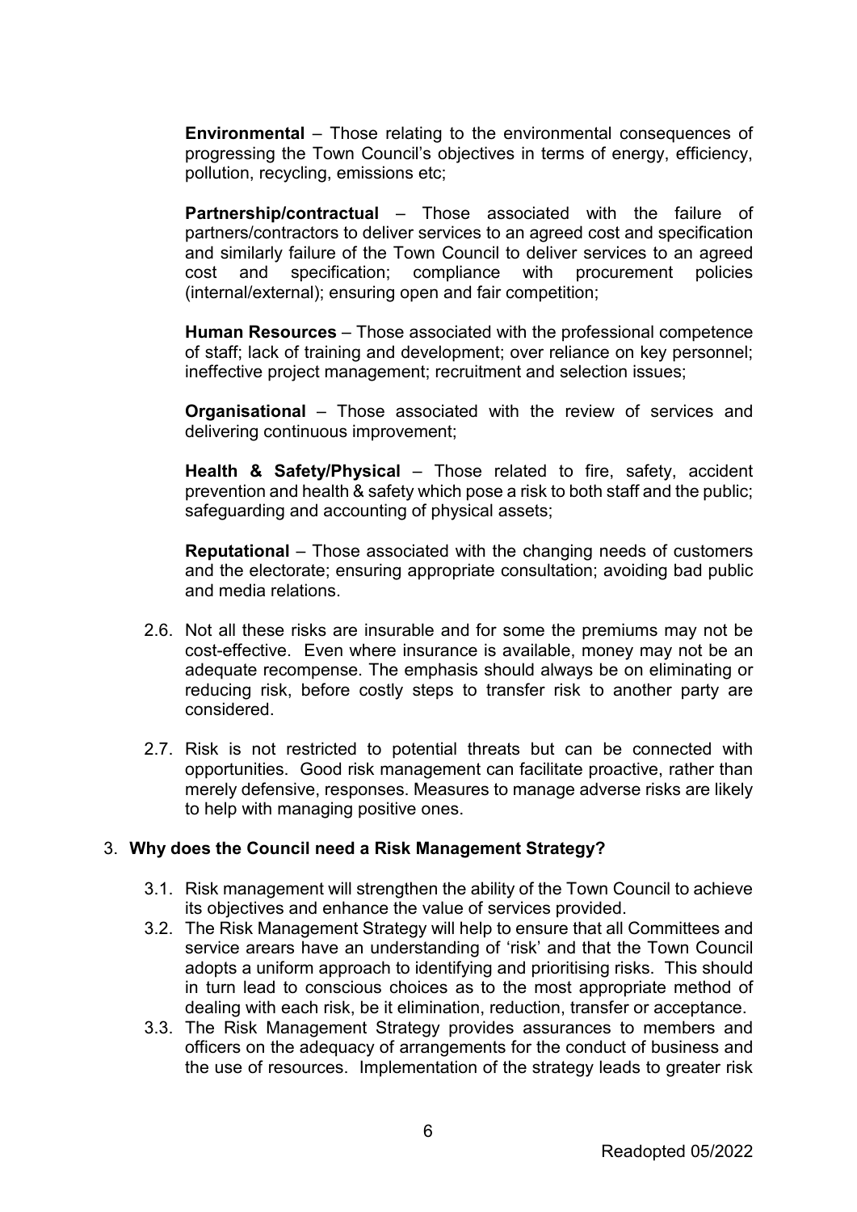**Environmental** – Those relating to the environmental consequences of progressing the Town Council's objectives in terms of energy, efficiency, pollution, recycling, emissions etc;

**Partnership/contractual** – Those associated with the failure of partners/contractors to deliver services to an agreed cost and specification and similarly failure of the Town Council to deliver services to an agreed cost and specification; compliance with procurement policies (internal/external); ensuring open and fair competition;

**Human Resources** – Those associated with the professional competence of staff; lack of training and development; over reliance on key personnel; ineffective project management; recruitment and selection issues;

**Organisational** – Those associated with the review of services and delivering continuous improvement;

**Health & Safety/Physical** – Those related to fire, safety, accident prevention and health & safety which pose a risk to both staff and the public; safeguarding and accounting of physical assets;

**Reputational** – Those associated with the changing needs of customers and the electorate; ensuring appropriate consultation; avoiding bad public and media relations.

2.6. Not all these risks are insurable and for some the premiums may not be cost-effective. Even where insurance is available, money may not be an adequate recompense. The emphasis should always be on eliminating or reducing risk, before costly steps to transfer risk to another party are considered.

2.7. Risk is not restricted to potential threats but can be connected with opportunities. Good risk management can facilitate proactive, rather than merely defensive, responses. Measures to manage adverse risks are likely to help with managing positive ones.

## 3. Why does the Council need a Risk Management Strategy?

3.1. Risk management will strengthen the ability of the Town Council to achieve its objectives and enhance the value of services provided.

3.2. The Risk Management Strategy will help to ensure that all Committees and service arears have an understanding of 'risk' and that the Town Council adopts a uniform approach to identifying and prioritising risks. This should in turn lead to conscious choices as to the most appropriate method of dealing with each risk, be it elimination, reduction, transfer or acceptance.

3.3. The Risk Management Strategy provides assurances to members and officers on the adequacy of arrangements for the conduct of business and the use of resources. Implementation of the strategy leads to greater risk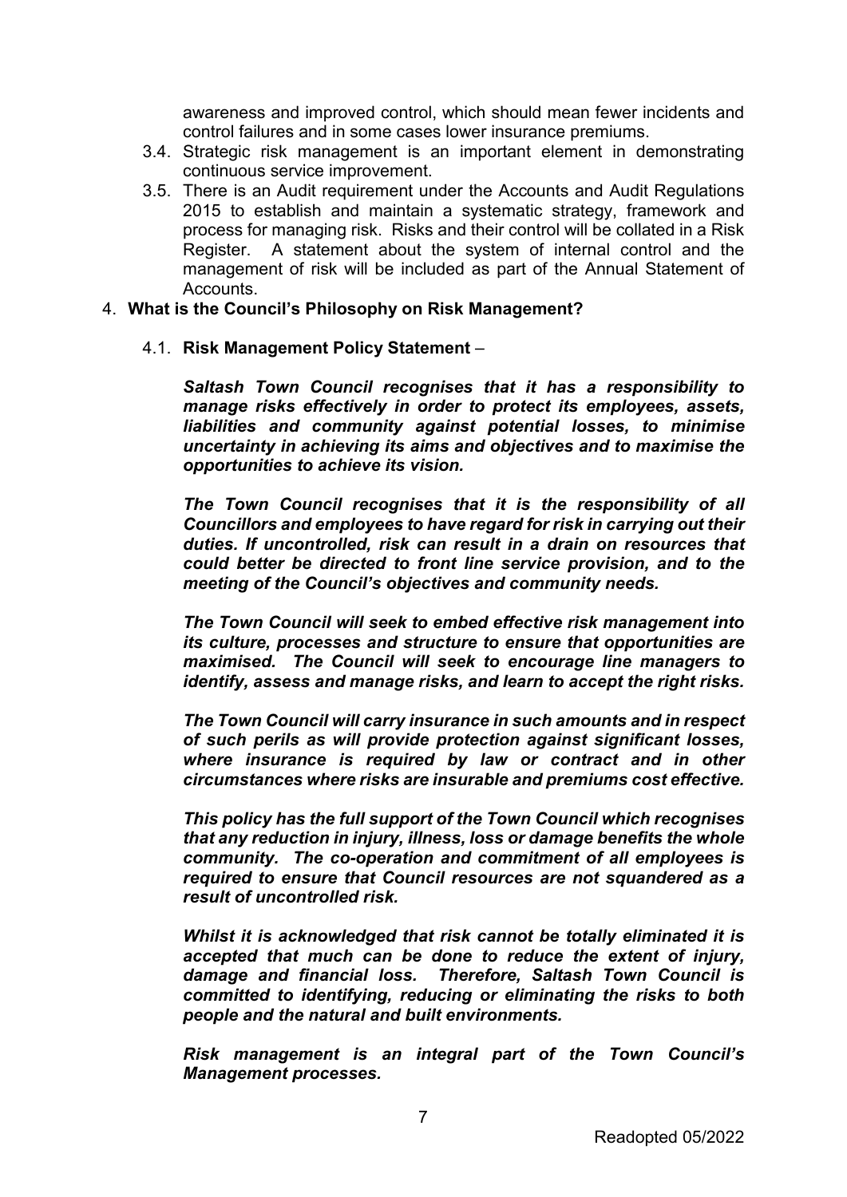awareness and improved control, which should mean fewer incidents and control failures and in some cases lower insurance premiums.

3.4. Strategic risk management is an important element in demonstrating continuous service improvement.

3.5. There is an Audit requirement under the Accounts and Audit Regulations 2015 to establish and maintain a systematic strategy, framework and process for managing risk. Risks and their control will be collated in a Risk Register. A statement about the system of internal control and the management of risk will be included as part of the Annual Statement of Accounts.

4. **What is the Council's Philosophy on Risk Management?**

4.1. **Risk Management Policy Statement** –

***Saltash Town Council recognises that it has a responsibility to manage risks effectively in order to protect its employees, assets, liabilities and community against potential losses, to minimise uncertainty in achieving its aims and objectives and to maximise the opportunities to achieve its vision.***

***The Town Council recognises that it is the responsibility of all Councillors and employees to have regard for risk in carrying out their duties. If uncontrolled, risk can result in a drain on resources that could better be directed to front line service provision, and to the meeting of the Council's objectives and community needs.***

***The Town Council will seek to embed effective risk management into its culture, processes and structure to ensure that opportunities are maximised. The Council will seek to encourage line managers to identify, assess and manage risks, and learn to accept the right risks.***

***The Town Council will carry insurance in such amounts and in respect of such perils as will provide protection against significant losses, where insurance is required by law or contract and in other circumstances where risks are insurable and premiums cost effective.***

***This policy has the full support of the Town Council which recognises that any reduction in injury, illness, loss or damage benefits the whole community. The co-operation and commitment of all employees is required to ensure that Council resources are not squandered as a result of uncontrolled risk.***

***Whilst it is acknowledged that risk cannot be totally eliminated it is accepted that much can be done to reduce the extent of injury, damage and financial loss. Therefore, Saltash Town Council is committed to identifying, reducing or eliminating the risks to both people and the natural and built environments.***

***Risk management is an integral part of the Town Council's Management processes.***

Readopted 05/2022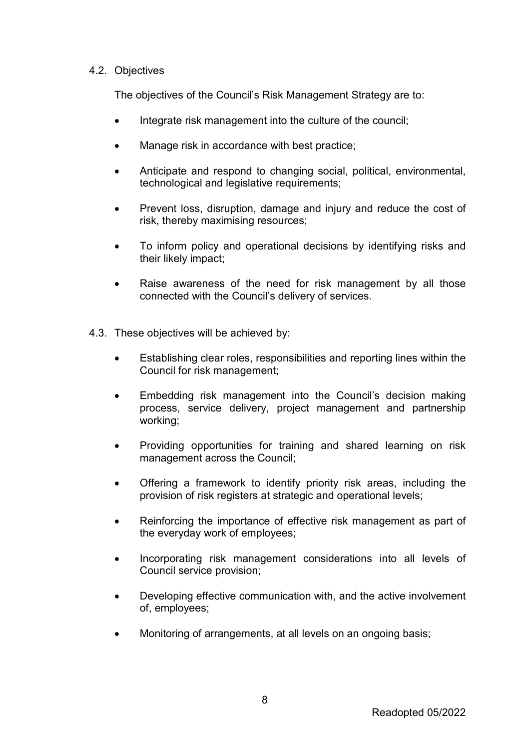### 4.2. Objectives

The objectives of the Council's Risk Management Strategy are to:

- Integrate risk management into the culture of the council;
- Manage risk in accordance with best practice;
- Anticipate and respond to changing social, political, environmental, technological and legislative requirements;
- Prevent loss, disruption, damage and injury and reduce the cost of risk, thereby maximising resources;
- To inform policy and operational decisions by identifying risks and their likely impact;
- Raise awareness of the need for risk management by all those connected with the Council's delivery of services.

4.3. These objectives will be achieved by:

- Establishing clear roles, responsibilities and reporting lines within the Council for risk management;
- Embedding risk management into the Council's decision making process, service delivery, project management and partnership working;
- Providing opportunities for training and shared learning on risk management across the Council;
- Offering a framework to identify priority risk areas, including the provision of risk registers at strategic and operational levels;
- Reinforcing the importance of effective risk management as part of the everyday work of employees;
- Incorporating risk management considerations into all levels of Council service provision;
- Developing effective communication with, and the active involvement of, employees;
- Monitoring of arrangements, at all levels on an ongoing basis;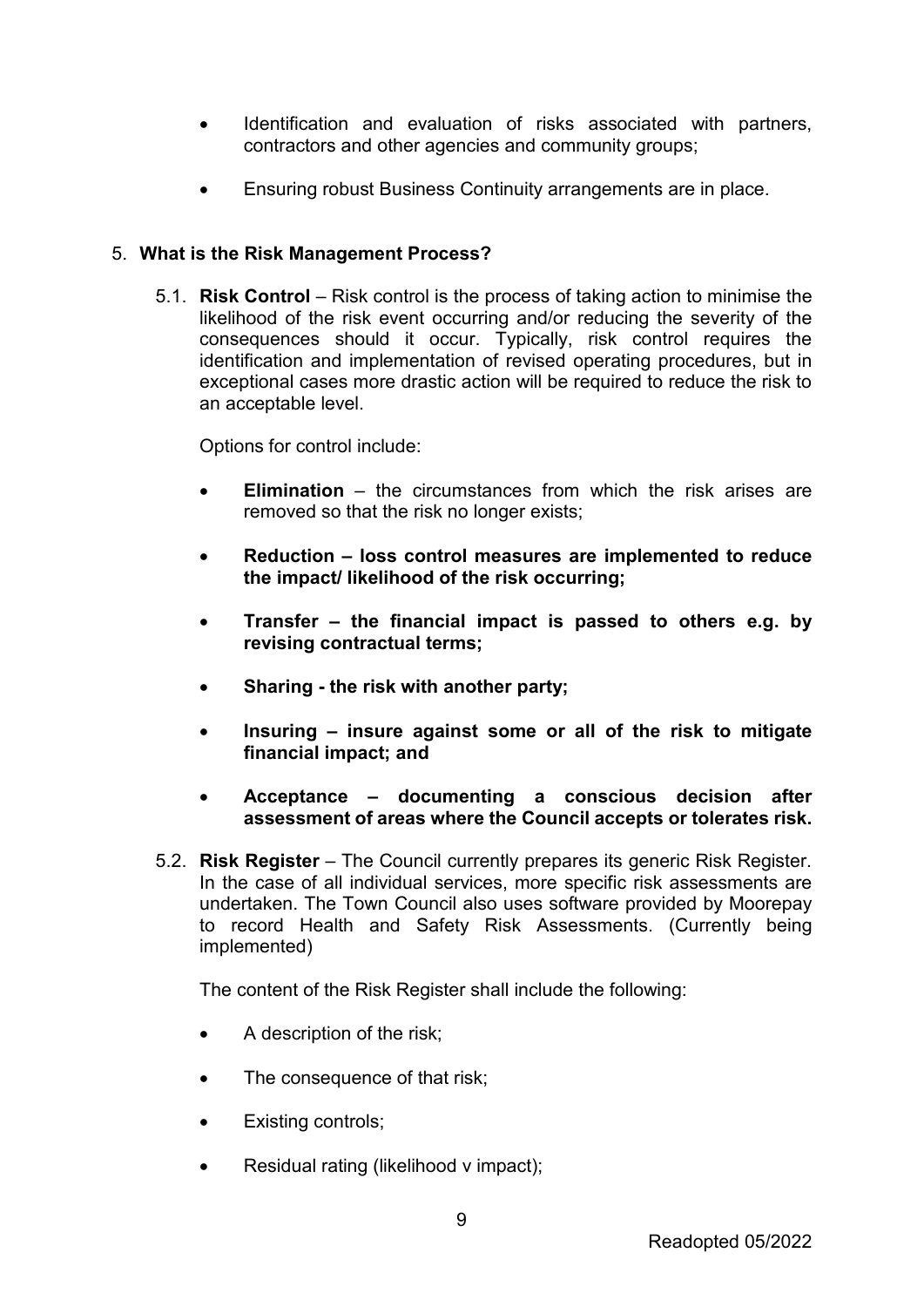- Identification and evaluation of risks associated with partners, contractors and other agencies and community groups;
- Ensuring robust Business Continuity arrangements are in place.

## 5. What is the Risk Management Process?

5.1. **Risk Control** – Risk control is the process of taking action to minimise the likelihood of the risk event occurring and/or reducing the severity of the consequences should it occur. Typically, risk control requires the identification and implementation of revised operating procedures, but in exceptional cases more drastic action will be required to reduce the risk to an acceptable level.

Options for control include:

- **Elimination** – the circumstances from which the risk arises are removed so that the risk no longer exists;
- **Reduction – loss control measures are implemented to reduce the impact/ likelihood of the risk occurring;**
- **Transfer – the financial impact is passed to others e.g. by revising contractual terms;**
- **Sharing - the risk with another party;**
- **Insuring – insure against some or all of the risk to mitigate financial impact; and**
- **Acceptance – documenting a conscious decision after assessment of areas where the Council accepts or tolerates risk.**

5.2. **Risk Register** – The Council currently prepares its generic Risk Register. In the case of all individual services, more specific risk assessments are undertaken. The Town Council also uses software provided by Moorepay to record Health and Safety Risk Assessments. (Currently being implemented)

The content of the Risk Register shall include the following:

- A description of the risk;
- The consequence of that risk;
- Existing controls;
- Residual rating (likelihood v impact);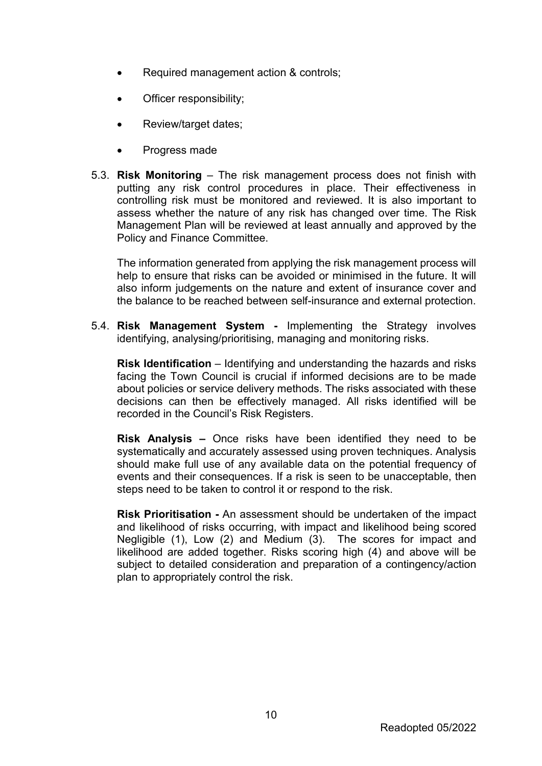- Required management action & controls;
- Officer responsibility;
- Review/target dates;
- Progress made

5.3. **Risk Monitoring** – The risk management process does not finish with putting any risk control procedures in place. Their effectiveness in controlling risk must be monitored and reviewed. It is also important to assess whether the nature of any risk has changed over time. The Risk Management Plan will be reviewed at least annually and approved by the Policy and Finance Committee.

The information generated from applying the risk management process will help to ensure that risks can be avoided or minimised in the future. It will also inform judgements on the nature and extent of insurance cover and the balance to be reached between self-insurance and external protection.

5.4. **Risk Management System -** Implementing the Strategy involves identifying, analysing/prioritising, managing and monitoring risks.

**Risk Identification** – Identifying and understanding the hazards and risks facing the Town Council is crucial if informed decisions are to be made about policies or service delivery methods. The risks associated with these decisions can then be effectively managed. All risks identified will be recorded in the Council's Risk Registers.

**Risk Analysis –** Once risks have been identified they need to be systematically and accurately assessed using proven techniques. Analysis should make full use of any available data on the potential frequency of events and their consequences. If a risk is seen to be unacceptable, then steps need to be taken to control it or respond to the risk.

**Risk Prioritisation -** An assessment should be undertaken of the impact and likelihood of risks occurring, with impact and likelihood being scored Negligible (1), Low (2) and Medium (3). The scores for impact and likelihood are added together. Risks scoring high (4) and above will be subject to detailed consideration and preparation of a contingency/action plan to appropriately control the risk.

Readopted 05/2022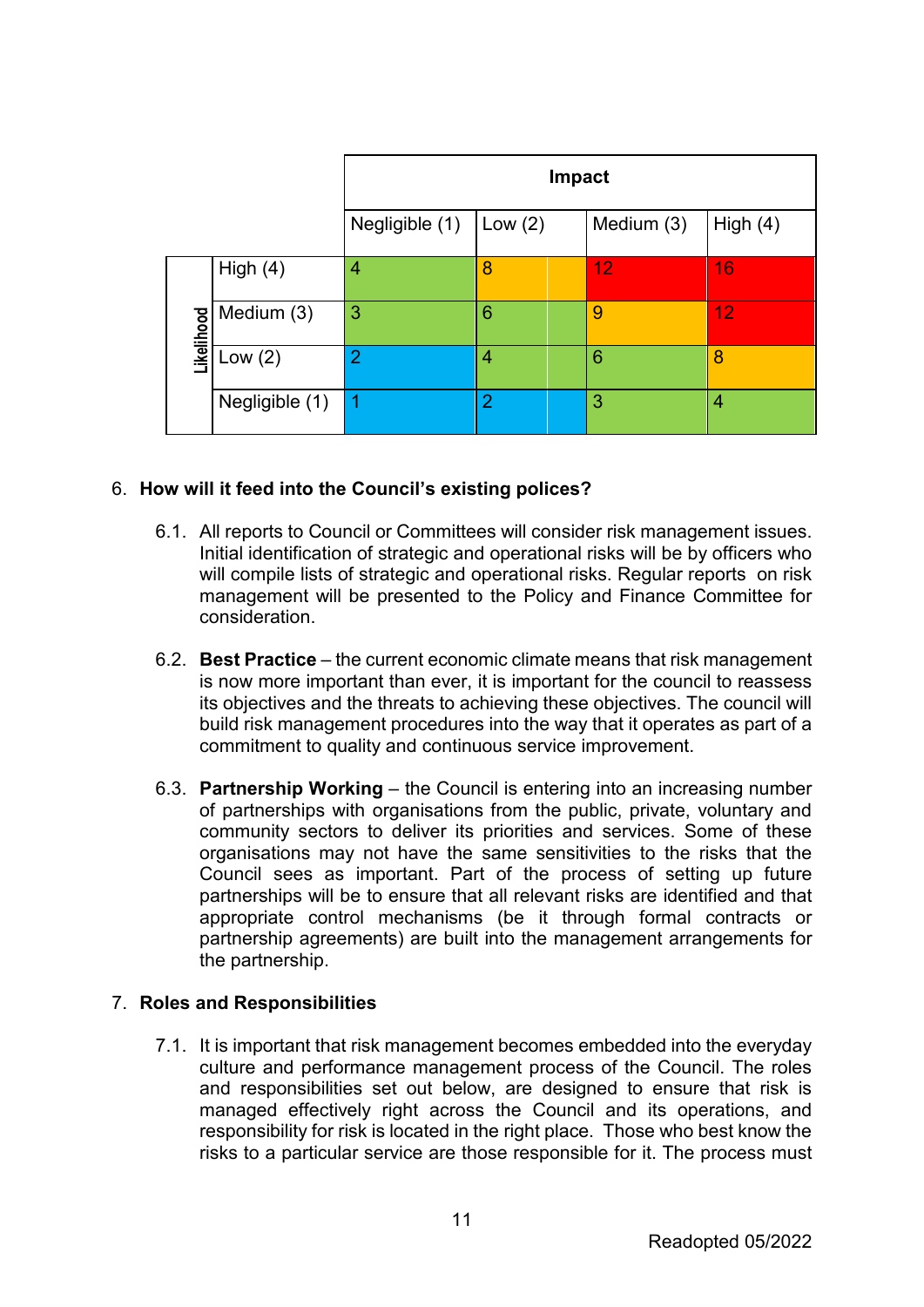| | | Impact | | | |
|---|---|---|---|---|---|
| | | Negligible (1) | Low (2) | Medium (3) | High (4) |
| Likelihood | High (4) | 4 | 8 | 12 | 16 |
| | Medium (3) | 3 | 6 | 9 | 12 |
| | Low (2) | 2 | 4 | 6 | 8 |
| | Negligible (1) | 1 | 2 | 3 | 4 |

6. **How will it feed into the Council's existing polices?**

   6.1. All reports to Council or Committees will consider risk management issues. Initial identification of strategic and operational risks will be by officers who will compile lists of strategic and operational risks. Regular reports on risk management will be presented to the Policy and Finance Committee for consideration.

   6.2. **Best Practice** – the current economic climate means that risk management is now more important than ever, it is important for the council to reassess its objectives and the threats to achieving these objectives. The council will build risk management procedures into the way that it operates as part of a commitment to quality and continuous service improvement.

   6.3. **Partnership Working** – the Council is entering into an increasing number of partnerships with organisations from the public, private, voluntary and community sectors to deliver its priorities and services. Some of these organisations may not have the same sensitivities to the risks that the Council sees as important. Part of the process of setting up future partnerships will be to ensure that all relevant risks are identified and that appropriate control mechanisms (be it through formal contracts or partnership agreements) are built into the management arrangements for the partnership.

7. **Roles and Responsibilities**

   7.1. It is important that risk management becomes embedded into the everyday culture and performance management process of the Council. The roles and responsibilities set out below, are designed to ensure that risk is managed effectively right across the Council and its operations, and responsibility for risk is located in the right place. Those who best know the risks to a particular service are those responsible for it. The process must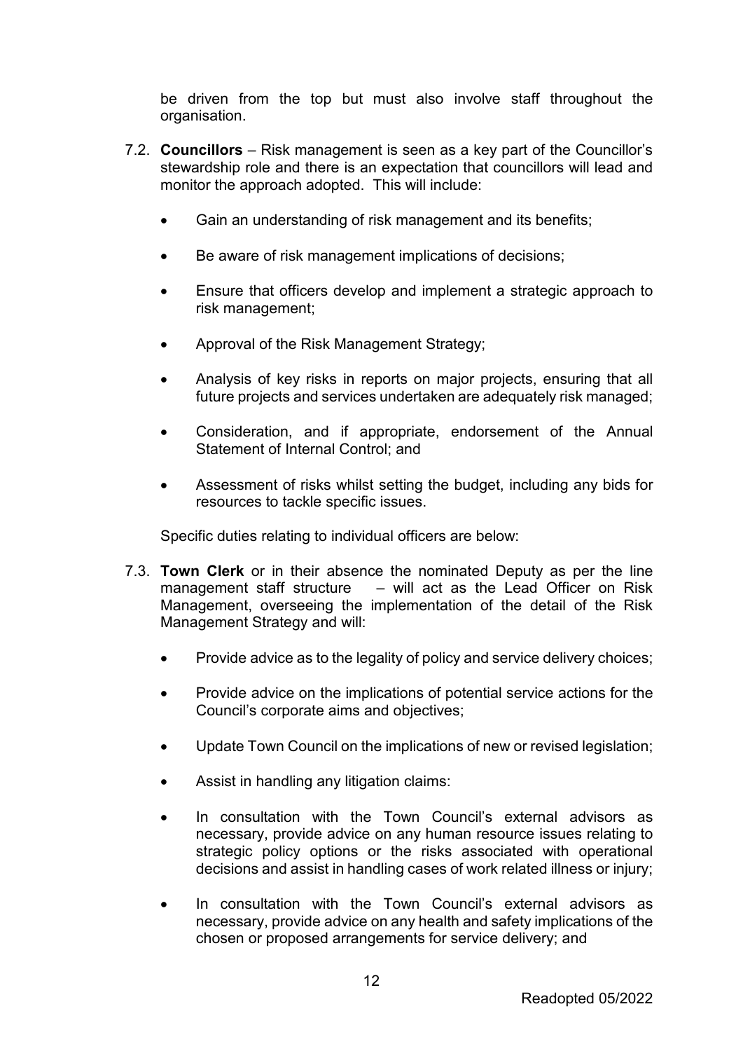be driven from the top but must also involve staff throughout the organisation.

7.2. **Councillors** – Risk management is seen as a key part of the Councillor's stewardship role and there is an expectation that councillors will lead and monitor the approach adopted. This will include:

- Gain an understanding of risk management and its benefits;
- Be aware of risk management implications of decisions;
- Ensure that officers develop and implement a strategic approach to risk management;
- Approval of the Risk Management Strategy;
- Analysis of key risks in reports on major projects, ensuring that all future projects and services undertaken are adequately risk managed;
- Consideration, and if appropriate, endorsement of the Annual Statement of Internal Control; and
- Assessment of risks whilst setting the budget, including any bids for resources to tackle specific issues.

Specific duties relating to individual officers are below:

7.3. **Town Clerk** or in their absence the nominated Deputy as per the line management staff structure – will act as the Lead Officer on Risk Management, overseeing the implementation of the detail of the Risk Management Strategy and will:

- Provide advice as to the legality of policy and service delivery choices;
- Provide advice on the implications of potential service actions for the Council's corporate aims and objectives;
- Update Town Council on the implications of new or revised legislation;
- Assist in handling any litigation claims:
- In consultation with the Town Council's external advisors as necessary, provide advice on any human resource issues relating to strategic policy options or the risks associated with operational decisions and assist in handling cases of work related illness or injury;
- In consultation with the Town Council's external advisors as necessary, provide advice on any health and safety implications of the chosen or proposed arrangements for service delivery; and

Readopted 05/2022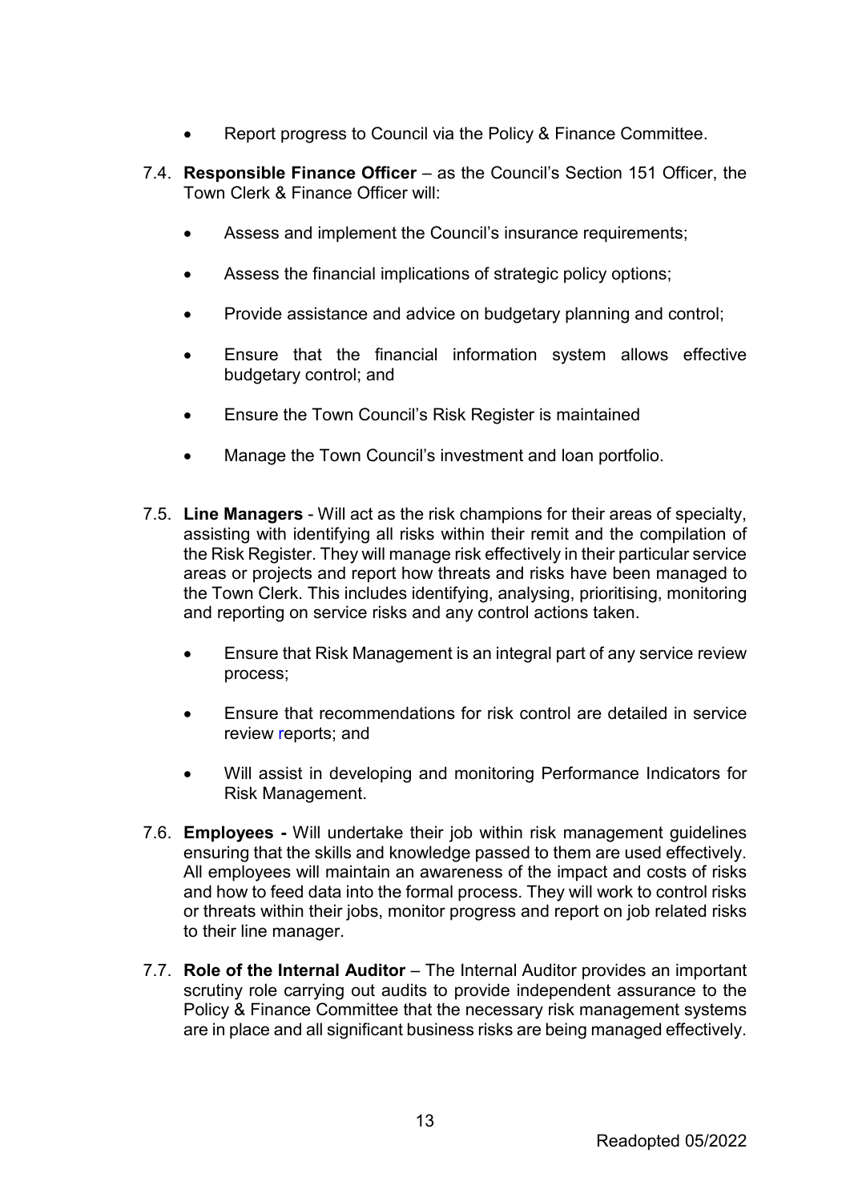- Report progress to Council via the Policy & Finance Committee.

7.4. **Responsible Finance Officer** – as the Council's Section 151 Officer, the Town Clerk & Finance Officer will:

- Assess and implement the Council's insurance requirements;
- Assess the financial implications of strategic policy options;
- Provide assistance and advice on budgetary planning and control;
- Ensure that the financial information system allows effective budgetary control; and
- Ensure the Town Council's Risk Register is maintained
- Manage the Town Council's investment and loan portfolio.

7.5. **Line Managers** - Will act as the risk champions for their areas of specialty, assisting with identifying all risks within their remit and the compilation of the Risk Register. They will manage risk effectively in their particular service areas or projects and report how threats and risks have been managed to the Town Clerk. This includes identifying, analysing, prioritising, monitoring and reporting on service risks and any control actions taken.

- Ensure that Risk Management is an integral part of any service review process;
- Ensure that recommendations for risk control are detailed in service review reports; and
- Will assist in developing and monitoring Performance Indicators for Risk Management.

7.6. **Employees -** Will undertake their job within risk management guidelines ensuring that the skills and knowledge passed to them are used effectively. All employees will maintain an awareness of the impact and costs of risks and how to feed data into the formal process. They will work to control risks or threats within their jobs, monitor progress and report on job related risks to their line manager.

7.7. **Role of the Internal Auditor** – The Internal Auditor provides an important scrutiny role carrying out audits to provide independent assurance to the Policy & Finance Committee that the necessary risk management systems are in place and all significant business risks are being managed effectively.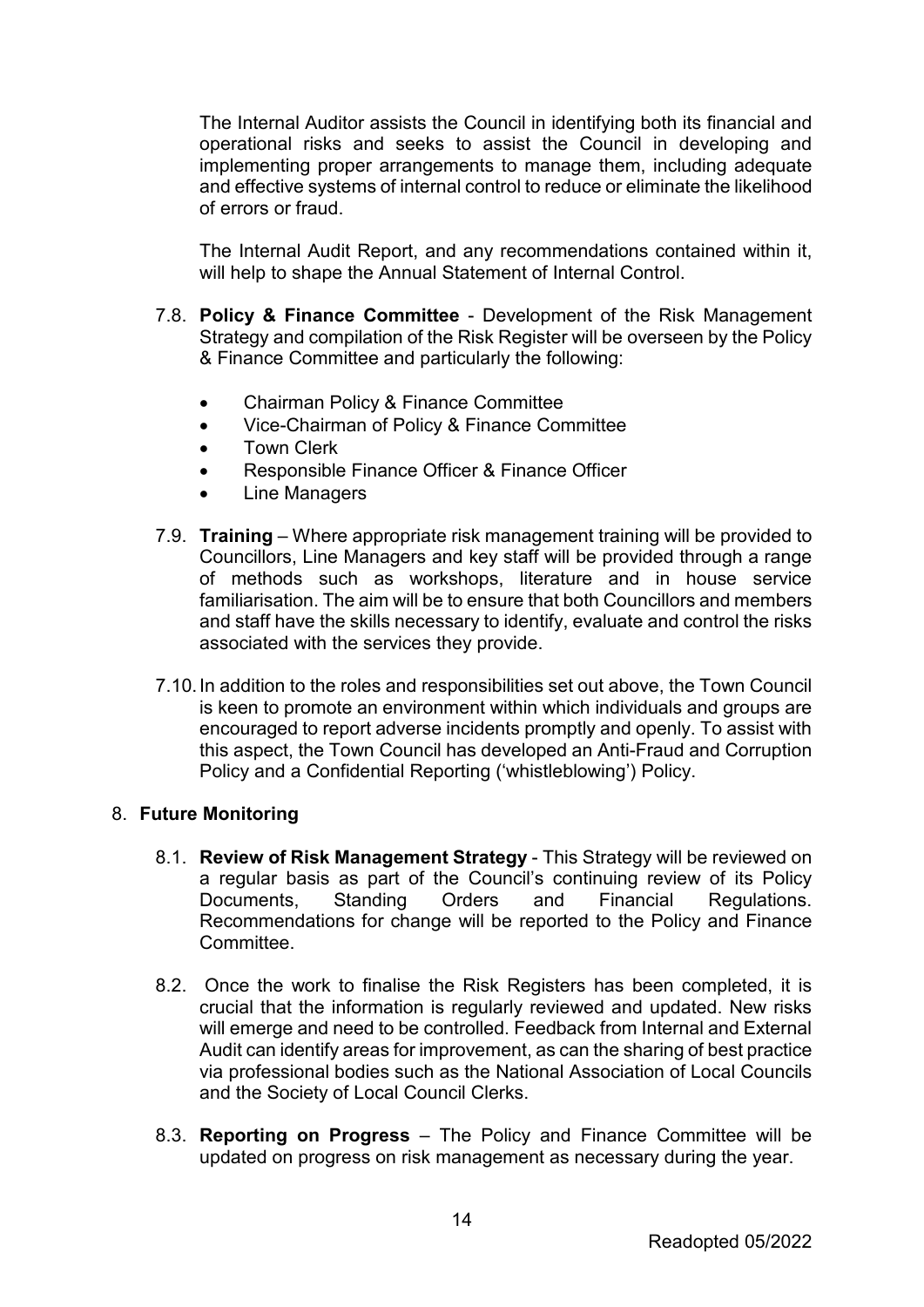The Internal Auditor assists the Council in identifying both its financial and operational risks and seeks to assist the Council in developing and implementing proper arrangements to manage them, including adequate and effective systems of internal control to reduce or eliminate the likelihood of errors or fraud.

The Internal Audit Report, and any recommendations contained within it, will help to shape the Annual Statement of Internal Control.

7.8. **Policy & Finance Committee** - Development of the Risk Management Strategy and compilation of the Risk Register will be overseen by the Policy & Finance Committee and particularly the following:

- Chairman Policy & Finance Committee
- Vice-Chairman of Policy & Finance Committee
- Town Clerk
- Responsible Finance Officer & Finance Officer
- Line Managers

7.9. **Training** – Where appropriate risk management training will be provided to Councillors, Line Managers and key staff will be provided through a range of methods such as workshops, literature and in house service familiarisation. The aim will be to ensure that both Councillors and members and staff have the skills necessary to identify, evaluate and control the risks associated with the services they provide.

7.10. In addition to the roles and responsibilities set out above, the Town Council is keen to promote an environment within which individuals and groups are encouraged to report adverse incidents promptly and openly. To assist with this aspect, the Town Council has developed an Anti-Fraud and Corruption Policy and a Confidential Reporting ('whistleblowing') Policy.

## 8. Future Monitoring

8.1. **Review of Risk Management Strategy** - This Strategy will be reviewed on a regular basis as part of the Council's continuing review of its Policy Documents, Standing Orders and Financial Regulations. Recommendations for change will be reported to the Policy and Finance Committee.

8.2. Once the work to finalise the Risk Registers has been completed, it is crucial that the information is regularly reviewed and updated. New risks will emerge and need to be controlled. Feedback from Internal and External Audit can identify areas for improvement, as can the sharing of best practice via professional bodies such as the National Association of Local Councils and the Society of Local Council Clerks.

8.3. **Reporting on Progress** – The Policy and Finance Committee will be updated on progress on risk management as necessary during the year.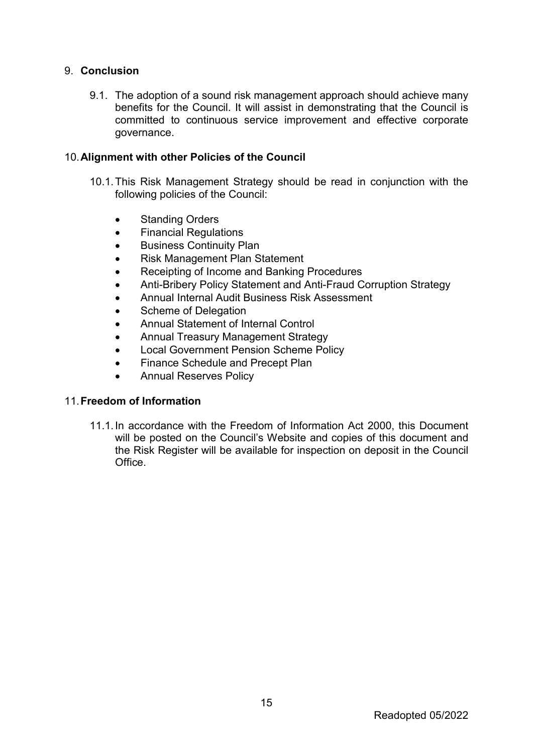## 9. Conclusion

9.1. The adoption of a sound risk management approach should achieve many benefits for the Council. It will assist in demonstrating that the Council is committed to continuous service improvement and effective corporate governance.

## 10. Alignment with other Policies of the Council

10.1. This Risk Management Strategy should be read in conjunction with the following policies of the Council:

- Standing Orders
- Financial Regulations
- Business Continuity Plan
- Risk Management Plan Statement
- Receipting of Income and Banking Procedures
- Anti-Bribery Policy Statement and Anti-Fraud Corruption Strategy
- Annual Internal Audit Business Risk Assessment
- Scheme of Delegation
- Annual Statement of Internal Control
- Annual Treasury Management Strategy
- Local Government Pension Scheme Policy
- Finance Schedule and Precept Plan
- Annual Reserves Policy

## 11. Freedom of Information

11.1. In accordance with the Freedom of Information Act 2000, this Document will be posted on the Council's Website and copies of this document and the Risk Register will be available for inspection on deposit in the Council Office.

Readopted 05/2022